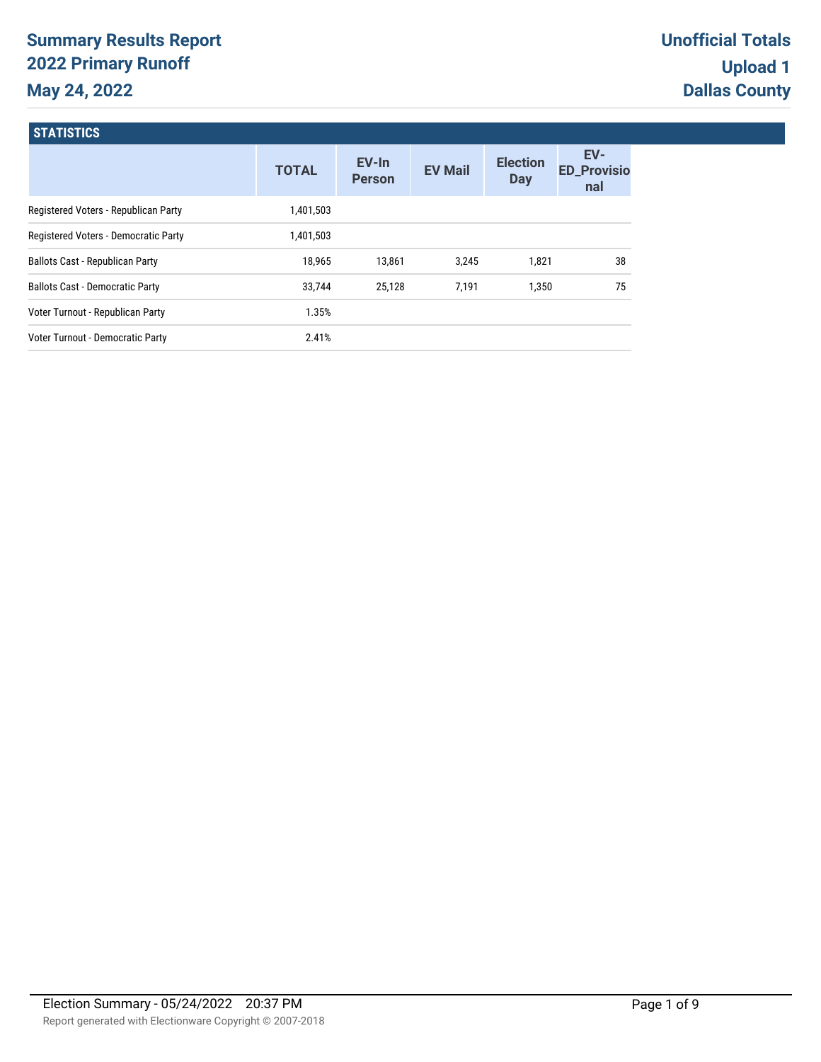# Summary Results Report
## 2022 Primary Runoff
## May 24, 2022

**Unofficial Totals**
**Upload 1**
**Dallas County**

### STATISTICS

| | TOTAL | EV-In Person | EV Mail | Election Day | EV-ED_Provisional |
|---|---|---|---|---|---|
| Registered Voters - Republican Party | 1,401,503 | | | | |
| Registered Voters - Democratic Party | 1,401,503 | | | | |
| Ballots Cast - Republican Party | 18,965 | 13,861 | 3,245 | 1,821 | 38 |
| Ballots Cast - Democratic Party | 33,744 | 25,128 | 7,191 | 1,350 | 75 |
| Voter Turnout - Republican Party | 1.35% | | | | |
| Voter Turnout - Democratic Party | 2.41% | | | | |

Election Summary - 05/24/2022 20:37 PM

Report generated with Electionware Copyright © 2007-2018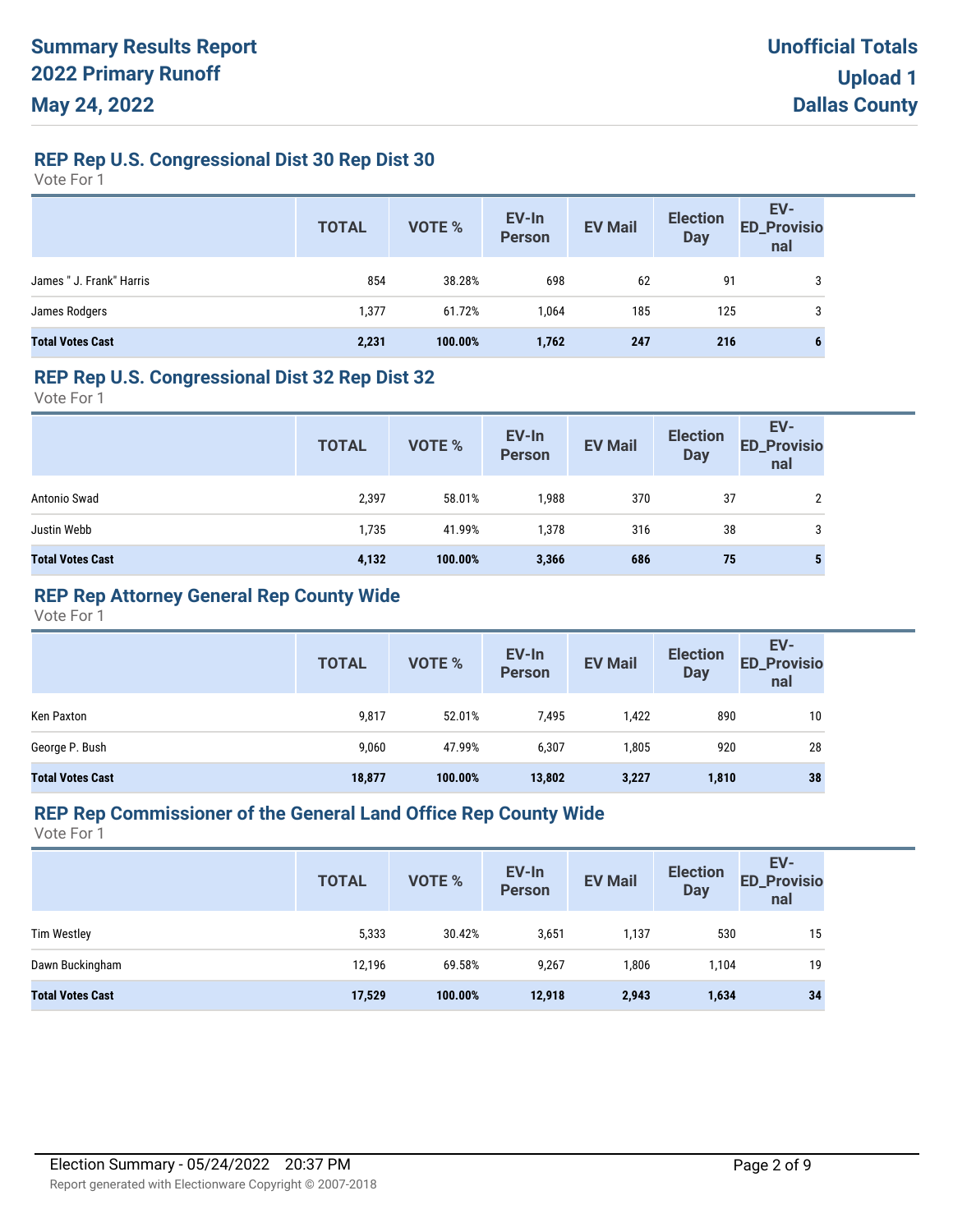# Summary Results Report
# 2022 Primary Runoff
# May 24, 2022

**Unofficial Totals**
**Upload 1**
**Dallas County**

## REP Rep U.S. Congressional Dist 30 Rep Dist 30

Vote For 1

| | TOTAL | VOTE % | EV-In Person | EV Mail | Election Day | EV-ED_Provisional |
|---|---|---|---|---|---|---|
| James " J. Frank" Harris | 854 | 38.28% | 698 | 62 | 91 | 3 |
| James Rodgers | 1,377 | 61.72% | 1,064 | 185 | 125 | 3 |
| **Total Votes Cast** | **2,231** | **100.00%** | **1,762** | **247** | **216** | **6** |

## REP Rep U.S. Congressional Dist 32 Rep Dist 32

Vote For 1

| | TOTAL | VOTE % | EV-In Person | EV Mail | Election Day | EV-ED_Provisional |
|---|---|---|---|---|---|---|
| Antonio Swad | 2,397 | 58.01% | 1,988 | 370 | 37 | 2 |
| Justin Webb | 1,735 | 41.99% | 1,378 | 316 | 38 | 3 |
| **Total Votes Cast** | **4,132** | **100.00%** | **3,366** | **686** | **75** | **5** |

## REP Rep Attorney General Rep County Wide

Vote For 1

| | TOTAL | VOTE % | EV-In Person | EV Mail | Election Day | EV-ED_Provisional |
|---|---|---|---|---|---|---|
| Ken Paxton | 9,817 | 52.01% | 7,495 | 1,422 | 890 | 10 |
| George P. Bush | 9,060 | 47.99% | 6,307 | 1,805 | 920 | 28 |
| **Total Votes Cast** | **18,877** | **100.00%** | **13,802** | **3,227** | **1,810** | **38** |

## REP Rep Commissioner of the General Land Office Rep County Wide

Vote For 1

| | TOTAL | VOTE % | EV-In Person | EV Mail | Election Day | EV-ED_Provisional |
|---|---|---|---|---|---|---|
| Tim Westley | 5,333 | 30.42% | 3,651 | 1,137 | 530 | 15 |
| Dawn Buckingham | 12,196 | 69.58% | 9,267 | 1,806 | 1,104 | 19 |
| **Total Votes Cast** | **17,529** | **100.00%** | **12,918** | **2,943** | **1,634** | **34** |

Election Summary - 05/24/2022 20:37 PM

Report generated with Electionware Copyright © 2007-2018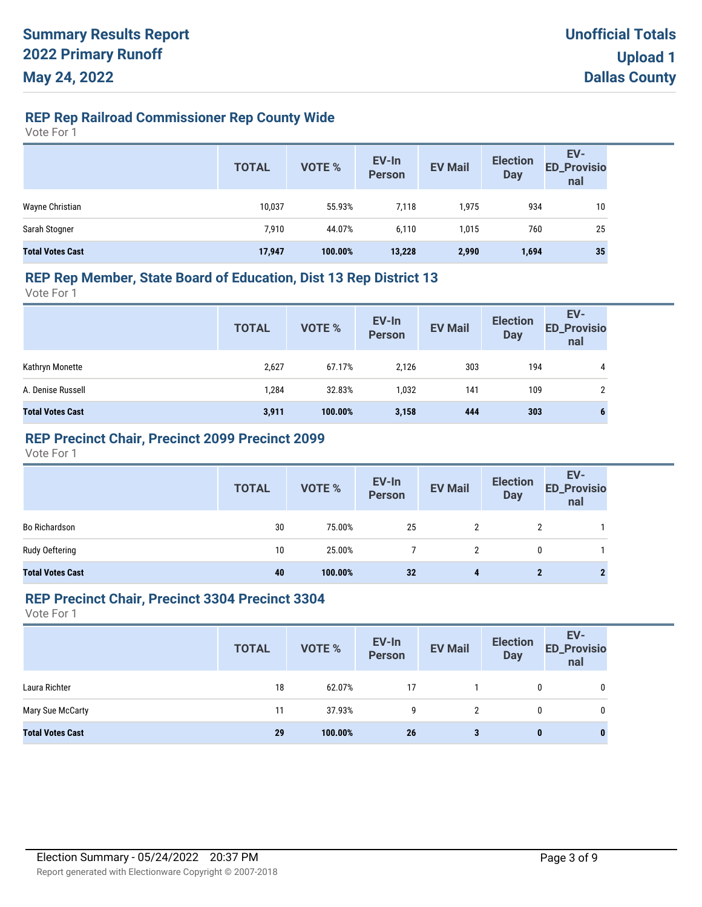# Summary Results Report
# 2022 Primary Runoff
# May 24, 2022

**Unofficial Totals**
**Upload 1**
**Dallas County**

## REP Rep Railroad Commissioner Rep County Wide

Vote For 1

| | TOTAL | VOTE % | EV-In Person | EV Mail | Election Day | EV-ED_Provisional |
|---|---|---|---|---|---|---|
| Wayne Christian | 10,037 | 55.93% | 7,118 | 1,975 | 934 | 10 |
| Sarah Stogner | 7,910 | 44.07% | 6,110 | 1,015 | 760 | 25 |
| **Total Votes Cast** | **17,947** | **100.00%** | **13,228** | **2,990** | **1,694** | **35** |

## REP Rep Member, State Board of Education, Dist 13 Rep District 13

Vote For 1

| | TOTAL | VOTE % | EV-In Person | EV Mail | Election Day | EV-ED_Provisional |
|---|---|---|---|---|---|---|
| Kathryn Monette | 2,627 | 67.17% | 2,126 | 303 | 194 | 4 |
| A. Denise Russell | 1,284 | 32.83% | 1,032 | 141 | 109 | 2 |
| **Total Votes Cast** | **3,911** | **100.00%** | **3,158** | **444** | **303** | **6** |

## REP Precinct Chair, Precinct 2099 Precinct 2099

Vote For 1

| | TOTAL | VOTE % | EV-In Person | EV Mail | Election Day | EV-ED_Provisional |
|---|---|---|---|---|---|---|
| Bo Richardson | 30 | 75.00% | 25 | 2 | 2 | 1 |
| Rudy Oeftering | 10 | 25.00% | 7 | 2 | 0 | 1 |
| **Total Votes Cast** | **40** | **100.00%** | **32** | **4** | **2** | **2** |

## REP Precinct Chair, Precinct 3304 Precinct 3304

Vote For 1

| | TOTAL | VOTE % | EV-In Person | EV Mail | Election Day | EV-ED_Provisional |
|---|---|---|---|---|---|---|
| Laura Richter | 18 | 62.07% | 17 | 1 | 0 | 0 |
| Mary Sue McCarty | 11 | 37.93% | 9 | 2 | 0 | 0 |
| **Total Votes Cast** | **29** | **100.00%** | **26** | **3** | **0** | **0** |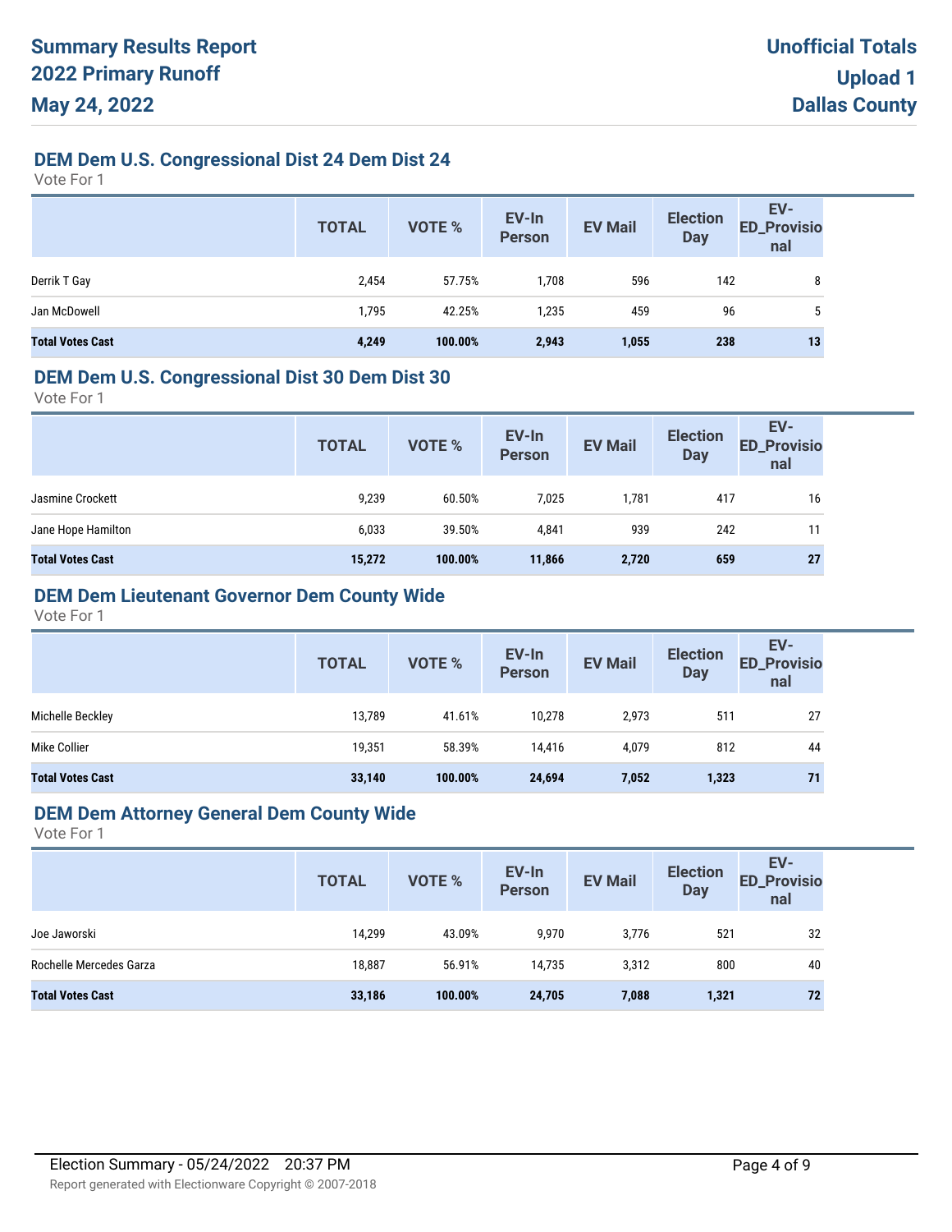# Summary Results Report
## 2022 Primary Runoff
## May 24, 2022

**Unofficial Totals**
**Upload 1**
**Dallas County**

### DEM Dem U.S. Congressional Dist 24 Dem Dist 24

Vote For 1

| | TOTAL | VOTE % | EV-In Person | EV Mail | Election Day | EV-ED_Provisional |
|---|---|---|---|---|---|---|
| Derrik T Gay | 2,454 | 57.75% | 1,708 | 596 | 142 | 8 |
| Jan McDowell | 1,795 | 42.25% | 1,235 | 459 | 96 | 5 |
| **Total Votes Cast** | **4,249** | **100.00%** | **2,943** | **1,055** | **238** | **13** |

### DEM Dem U.S. Congressional Dist 30 Dem Dist 30

Vote For 1

| | TOTAL | VOTE % | EV-In Person | EV Mail | Election Day | EV-ED_Provisional |
|---|---|---|---|---|---|---|
| Jasmine Crockett | 9,239 | 60.50% | 7,025 | 1,781 | 417 | 16 |
| Jane Hope Hamilton | 6,033 | 39.50% | 4,841 | 939 | 242 | 11 |
| **Total Votes Cast** | **15,272** | **100.00%** | **11,866** | **2,720** | **659** | **27** |

### DEM Dem Lieutenant Governor Dem County Wide

Vote For 1

| | TOTAL | VOTE % | EV-In Person | EV Mail | Election Day | EV-ED_Provisional |
|---|---|---|---|---|---|---|
| Michelle Beckley | 13,789 | 41.61% | 10,278 | 2,973 | 511 | 27 |
| Mike Collier | 19,351 | 58.39% | 14,416 | 4,079 | 812 | 44 |
| **Total Votes Cast** | **33,140** | **100.00%** | **24,694** | **7,052** | **1,323** | **71** |

### DEM Dem Attorney General Dem County Wide

Vote For 1

| | TOTAL | VOTE % | EV-In Person | EV Mail | Election Day | EV-ED_Provisional |
|---|---|---|---|---|---|---|
| Joe Jaworski | 14,299 | 43.09% | 9,970 | 3,776 | 521 | 32 |
| Rochelle Mercedes Garza | 18,887 | 56.91% | 14,735 | 3,312 | 800 | 40 |
| **Total Votes Cast** | **33,186** | **100.00%** | **24,705** | **7,088** | **1,321** | **72** |

Election Summary - 05/24/2022 20:37 PM

Report generated with Electionware Copyright © 2007-2018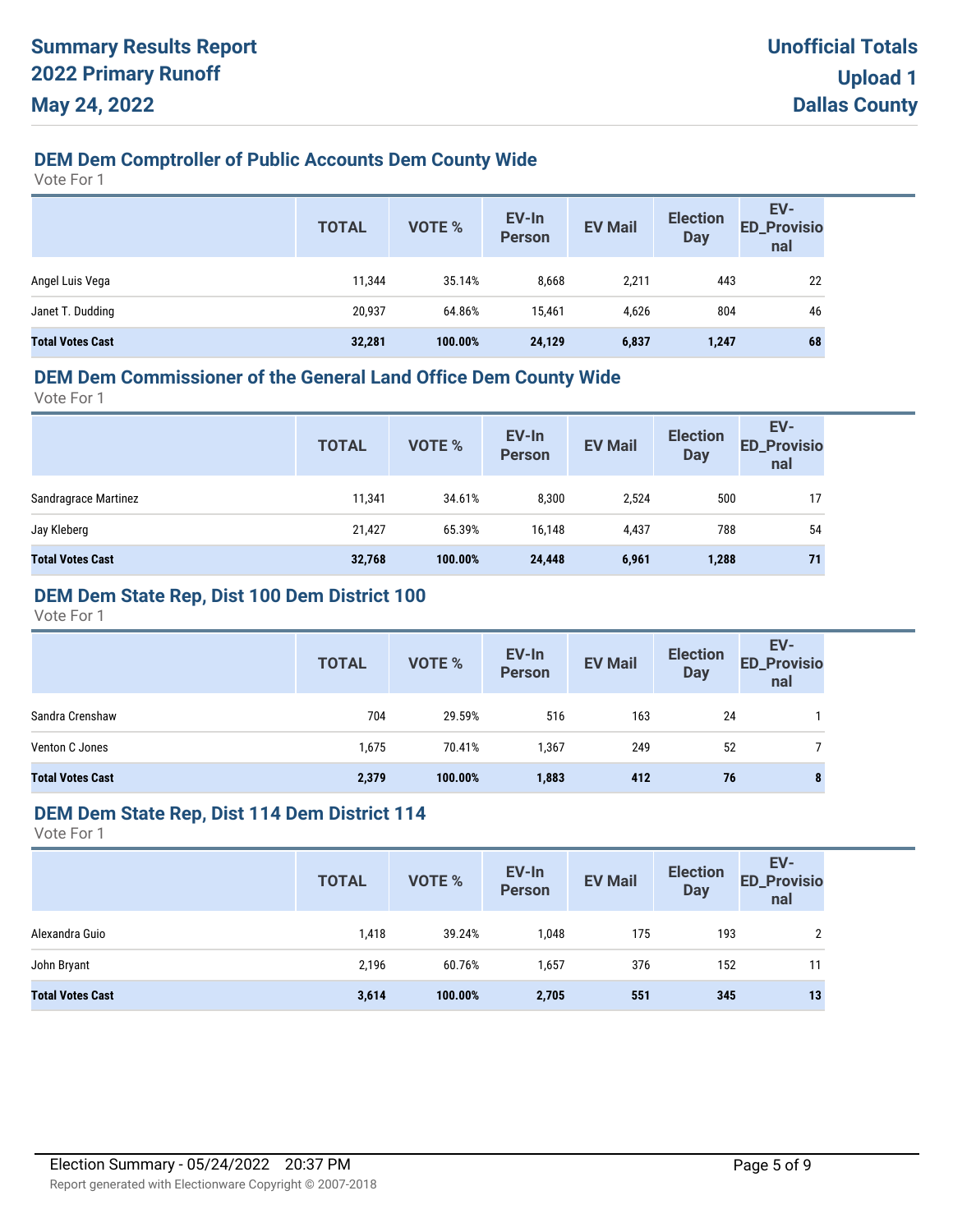# Summary Results Report
# 2022 Primary Runoff
# May 24, 2022

**Unofficial Totals**
**Upload 1**
**Dallas County**

## DEM Dem Comptroller of Public Accounts Dem County Wide

Vote For 1

| | TOTAL | VOTE % | EV-In Person | EV Mail | Election Day | EV-ED_Provisional |
|---|---|---|---|---|---|---|
| Angel Luis Vega | 11,344 | 35.14% | 8,668 | 2,211 | 443 | 22 |
| Janet T. Dudding | 20,937 | 64.86% | 15,461 | 4,626 | 804 | 46 |
| **Total Votes Cast** | **32,281** | **100.00%** | **24,129** | **6,837** | **1,247** | **68** |

## DEM Dem Commissioner of the General Land Office Dem County Wide

Vote For 1

| | TOTAL | VOTE % | EV-In Person | EV Mail | Election Day | EV-ED_Provisional |
|---|---|---|---|---|---|---|
| Sandragrace Martinez | 11,341 | 34.61% | 8,300 | 2,524 | 500 | 17 |
| Jay Kleberg | 21,427 | 65.39% | 16,148 | 4,437 | 788 | 54 |
| **Total Votes Cast** | **32,768** | **100.00%** | **24,448** | **6,961** | **1,288** | **71** |

## DEM Dem State Rep, Dist 100 Dem District 100

Vote For 1

| | TOTAL | VOTE % | EV-In Person | EV Mail | Election Day | EV-ED_Provisional |
|---|---|---|---|---|---|---|
| Sandra Crenshaw | 704 | 29.59% | 516 | 163 | 24 | 1 |
| Venton C Jones | 1,675 | 70.41% | 1,367 | 249 | 52 | 7 |
| **Total Votes Cast** | **2,379** | **100.00%** | **1,883** | **412** | **76** | **8** |

## DEM Dem State Rep, Dist 114 Dem District 114

Vote For 1

| | TOTAL | VOTE % | EV-In Person | EV Mail | Election Day | EV-ED_Provisional |
|---|---|---|---|---|---|---|
| Alexandra Guio | 1,418 | 39.24% | 1,048 | 175 | 193 | 2 |
| John Bryant | 2,196 | 60.76% | 1,657 | 376 | 152 | 11 |
| **Total Votes Cast** | **3,614** | **100.00%** | **2,705** | **551** | **345** | **13** |

Election Summary - 05/24/2022 20:37 PM

Report generated with Electionware Copyright © 2007-2018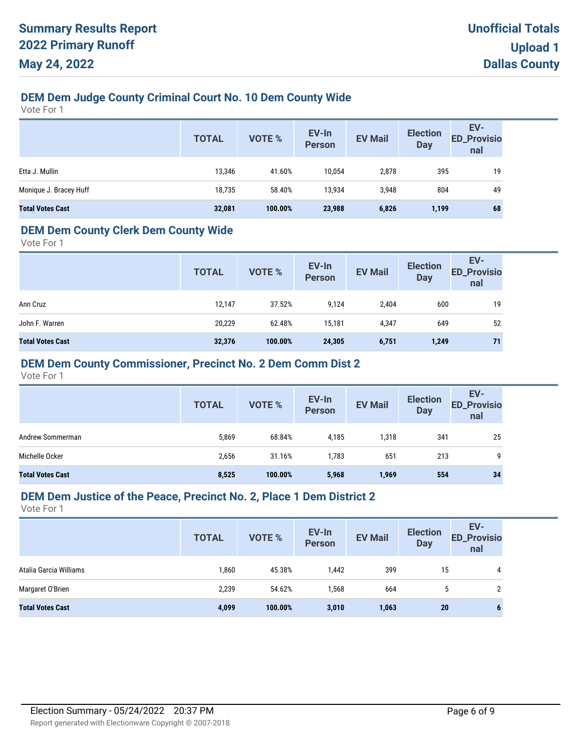# Summary Results Report
## 2022 Primary Runoff
## May 24, 2022

**Unofficial Totals**
**Upload 1**
**Dallas County**

### DEM Dem Judge County Criminal Court No. 10 Dem County Wide

Vote For 1

| | TOTAL | VOTE % | EV-In Person | EV Mail | Election Day | EV-ED_Provisional |
|---|---|---|---|---|---|---|
| Etta J. Mullin | 13,346 | 41.60% | 10,054 | 2,878 | 395 | 19 |
| Monique J. Bracey Huff | 18,735 | 58.40% | 13,934 | 3,948 | 804 | 49 |
| **Total Votes Cast** | **32,081** | **100.00%** | **23,988** | **6,826** | **1,199** | **68** |

### DEM Dem County Clerk Dem County Wide

Vote For 1

| | TOTAL | VOTE % | EV-In Person | EV Mail | Election Day | EV-ED_Provisional |
|---|---|---|---|---|---|---|
| Ann Cruz | 12,147 | 37.52% | 9,124 | 2,404 | 600 | 19 |
| John F. Warren | 20,229 | 62.48% | 15,181 | 4,347 | 649 | 52 |
| **Total Votes Cast** | **32,376** | **100.00%** | **24,305** | **6,751** | **1,249** | **71** |

### DEM Dem County Commissioner, Precinct No. 2 Dem Comm Dist 2

Vote For 1

| | TOTAL | VOTE % | EV-In Person | EV Mail | Election Day | EV-ED_Provisional |
|---|---|---|---|---|---|---|
| Andrew Sommerman | 5,869 | 68.84% | 4,185 | 1,318 | 341 | 25 |
| Michelle Ocker | 2,656 | 31.16% | 1,783 | 651 | 213 | 9 |
| **Total Votes Cast** | **8,525** | **100.00%** | **5,968** | **1,969** | **554** | **34** |

### DEM Dem Justice of the Peace, Precinct No. 2, Place 1 Dem District 2

Vote For 1

| | TOTAL | VOTE % | EV-In Person | EV Mail | Election Day | EV-ED_Provisional |
|---|---|---|---|---|---|---|
| Atalia Garcia Williams | 1,860 | 45.38% | 1,442 | 399 | 15 | 4 |
| Margaret O'Brien | 2,239 | 54.62% | 1,568 | 664 | 5 | 2 |
| **Total Votes Cast** | **4,099** | **100.00%** | **3,010** | **1,063** | **20** | **6** |

Election Summary - 05/24/2022 20:37 PM

Report generated with Electionware Copyright © 2007-2018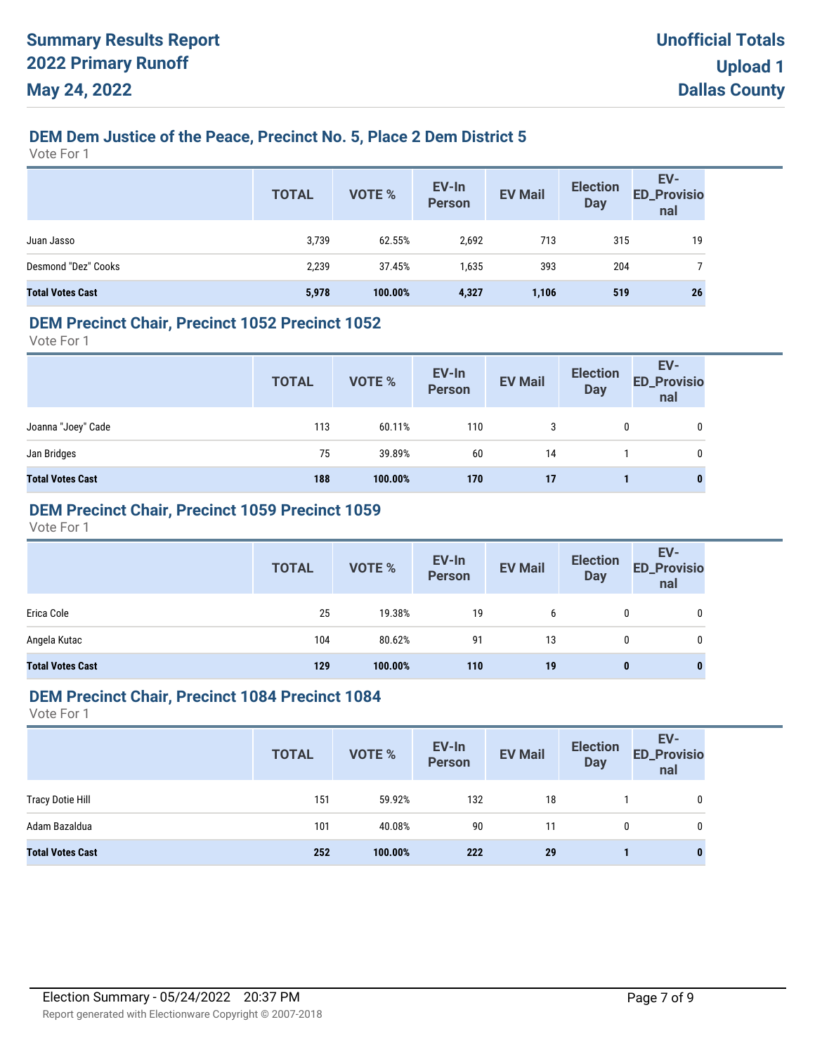# Summary Results Report
# 2022 Primary Runoff
# May 24, 2022

**Unofficial Totals**
**Upload 1**
**Dallas County**

## DEM Dem Justice of the Peace, Precinct No. 5, Place 2 Dem District 5

Vote For 1

| | TOTAL | VOTE % | EV-In Person | EV Mail | Election Day | EV-ED_Provisional |
|---|---|---|---|---|---|---|
| Juan Jasso | 3,739 | 62.55% | 2,692 | 713 | 315 | 19 |
| Desmond "Dez" Cooks | 2,239 | 37.45% | 1,635 | 393 | 204 | 7 |
| **Total Votes Cast** | **5,978** | **100.00%** | **4,327** | **1,106** | **519** | **26** |

## DEM Precinct Chair, Precinct 1052 Precinct 1052

Vote For 1

| | TOTAL | VOTE % | EV-In Person | EV Mail | Election Day | EV-ED_Provisional |
|---|---|---|---|---|---|---|
| Joanna "Joey" Cade | 113 | 60.11% | 110 | 3 | 0 | 0 |
| Jan Bridges | 75 | 39.89% | 60 | 14 | 1 | 0 |
| **Total Votes Cast** | **188** | **100.00%** | **170** | **17** | **1** | **0** |

## DEM Precinct Chair, Precinct 1059 Precinct 1059

Vote For 1

| | TOTAL | VOTE % | EV-In Person | EV Mail | Election Day | EV-ED_Provisional |
|---|---|---|---|---|---|---|
| Erica Cole | 25 | 19.38% | 19 | 6 | 0 | 0 |
| Angela Kutac | 104 | 80.62% | 91 | 13 | 0 | 0 |
| **Total Votes Cast** | **129** | **100.00%** | **110** | **19** | **0** | **0** |

## DEM Precinct Chair, Precinct 1084 Precinct 1084

Vote For 1

| | TOTAL | VOTE % | EV-In Person | EV Mail | Election Day | EV-ED_Provisional |
|---|---|---|---|---|---|---|
| Tracy Dotie Hill | 151 | 59.92% | 132 | 18 | 1 | 0 |
| Adam Bazaldua | 101 | 40.08% | 90 | 11 | 0 | 0 |
| **Total Votes Cast** | **252** | **100.00%** | **222** | **29** | **1** | **0** |

Election Summary - 05/24/2022 20:37 PM

Report generated with Electionware Copyright © 2007-2018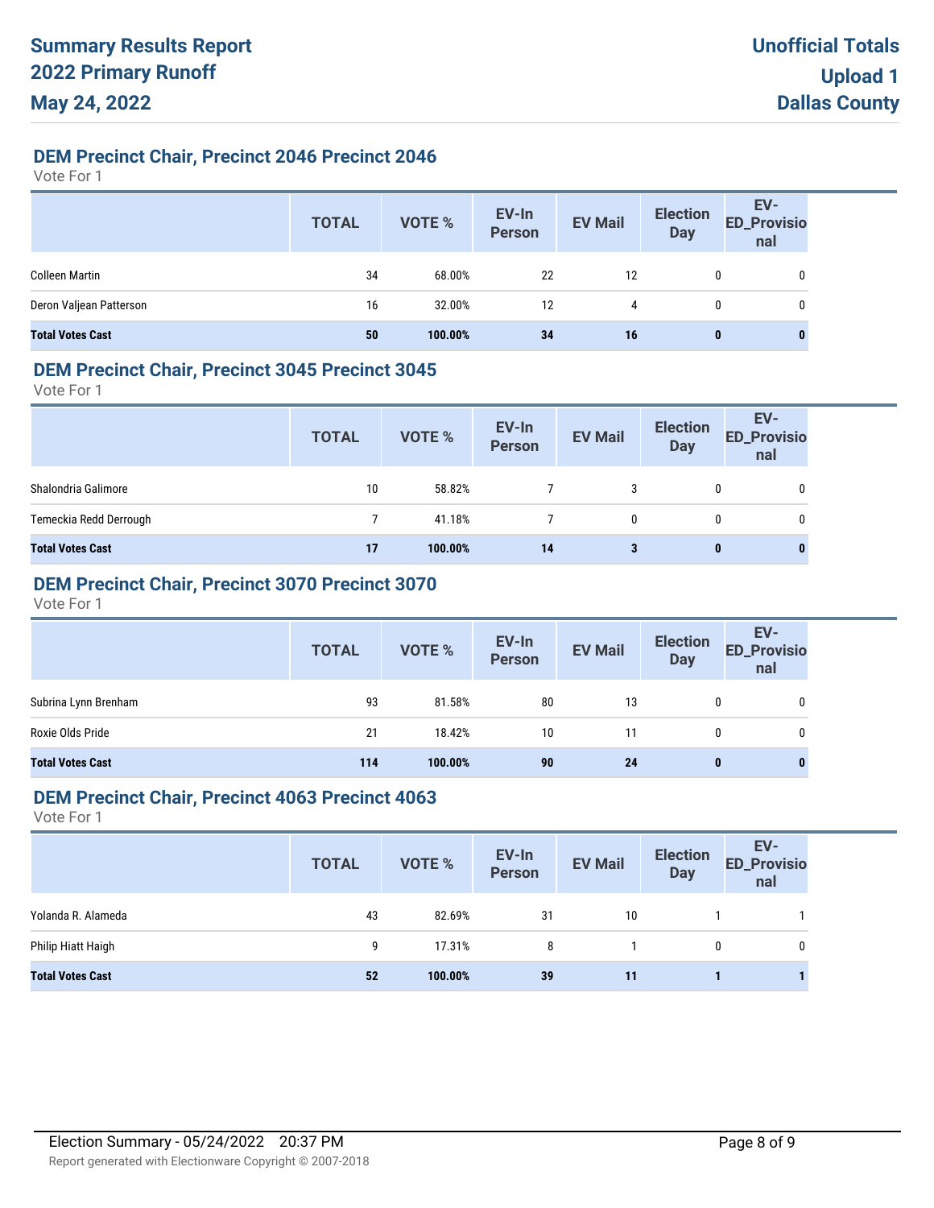## DEM Precinct Chair, Precinct 2046 Precinct 2046

Vote For 1

| | TOTAL | VOTE % | EV-In Person | EV Mail | Election Day | EV-ED_Provisional |
|---|---|---|---|---|---|---|
| Colleen Martin | 34 | 68.00% | 22 | 12 | 0 | 0 |
| Deron Valjean Patterson | 16 | 32.00% | 12 | 4 | 0 | 0 |
| **Total Votes Cast** | **50** | **100.00%** | **34** | **16** | **0** | **0** |

## DEM Precinct Chair, Precinct 3045 Precinct 3045

Vote For 1

| | TOTAL | VOTE % | EV-In Person | EV Mail | Election Day | EV-ED_Provisional |
|---|---|---|---|---|---|---|
| Shalondria Galimore | 10 | 58.82% | 7 | 3 | 0 | 0 |
| Temeckia Redd Derrough | 7 | 41.18% | 7 | 0 | 0 | 0 |
| **Total Votes Cast** | **17** | **100.00%** | **14** | **3** | **0** | **0** |

## DEM Precinct Chair, Precinct 3070 Precinct 3070

Vote For 1

| | TOTAL | VOTE % | EV-In Person | EV Mail | Election Day | EV-ED_Provisional |
|---|---|---|---|---|---|---|
| Subrina Lynn Brenham | 93 | 81.58% | 80 | 13 | 0 | 0 |
| Roxie Olds Pride | 21 | 18.42% | 10 | 11 | 0 | 0 |
| **Total Votes Cast** | **114** | **100.00%** | **90** | **24** | **0** | **0** |

## DEM Precinct Chair, Precinct 4063 Precinct 4063

Vote For 1

| | TOTAL | VOTE % | EV-In Person | EV Mail | Election Day | EV-ED_Provisional |
|---|---|---|---|---|---|---|
| Yolanda R. Alameda | 43 | 82.69% | 31 | 10 | 1 | 1 |
| Philip Hiatt Haigh | 9 | 17.31% | 8 | 1 | 0 | 0 |
| **Total Votes Cast** | **52** | **100.00%** | **39** | **11** | **1** | **1** |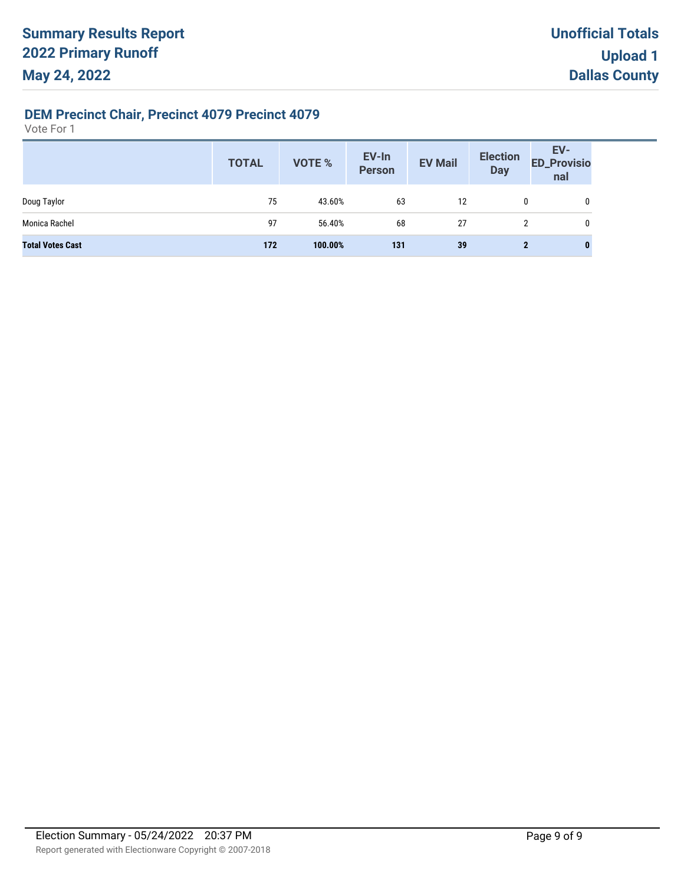# Summary Results Report
## 2022 Primary Runoff
## May 24, 2022

**Unofficial Totals**
**Upload 1**
**Dallas County**

### DEM Precinct Chair, Precinct 4079 Precinct 4079

Vote For 1

| | TOTAL | VOTE % | EV-In Person | EV Mail | Election Day | EV-ED_Provisional |
|---|---|---|---|---|---|---|
| Doug Taylor | 75 | 43.60% | 63 | 12 | 0 | 0 |
| Monica Rachel | 97 | 56.40% | 68 | 27 | 2 | 0 |
| **Total Votes Cast** | **172** | **100.00%** | **131** | **39** | **2** | **0** |

Election Summary - 05/24/2022 20:37 PM

Report generated with Electionware Copyright © 2007-2018